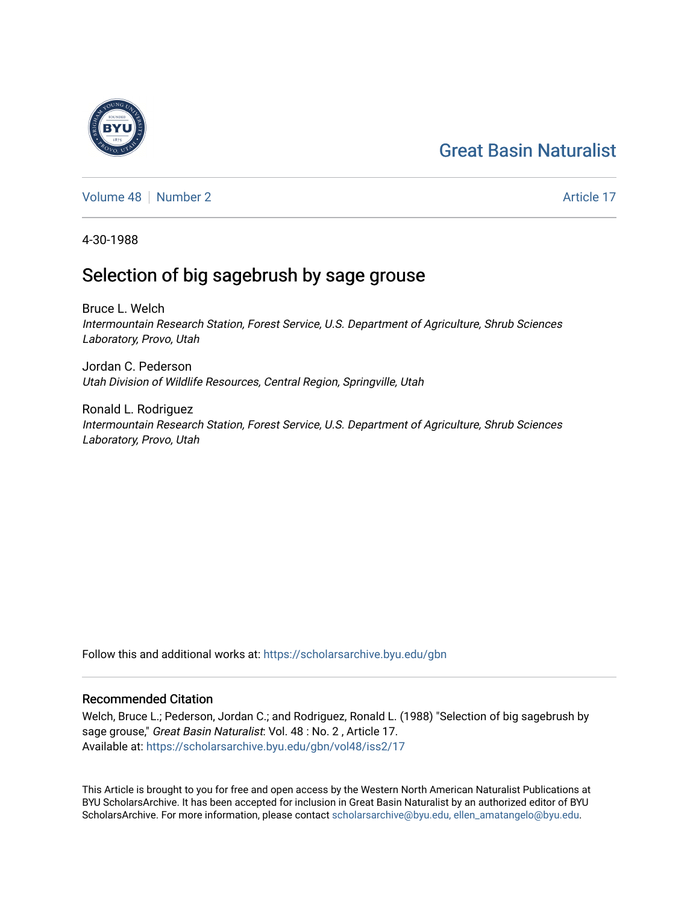Great Basin Naturalist

Volume 48 | Number 2 | Article 17

4-30-1988

# Selection of big sagebrush by sage grouse

Bruce L. Welch
*Intermountain Research Station, Forest Service, U.S. Department of Agriculture, Shrub Sciences Laboratory, Provo, Utah*

Jordan C. Pederson
*Utah Division of Wildlife Resources, Central Region, Springville, Utah*

Ronald L. Rodriguez
*Intermountain Research Station, Forest Service, U.S. Department of Agriculture, Shrub Sciences Laboratory, Provo, Utah*

Follow this and additional works at: https://scholarsarchive.byu.edu/gbn

## Recommended Citation

Welch, Bruce L.; Pederson, Jordan C.; and Rodriguez, Ronald L. (1988) "Selection of big sagebrush by sage grouse," *Great Basin Naturalist*: Vol. 48 : No. 2 , Article 17.
Available at: https://scholarsarchive.byu.edu/gbn/vol48/iss2/17

This Article is brought to you for free and open access by the Western North American Naturalist Publications at BYU ScholarsArchive. It has been accepted for inclusion in Great Basin Naturalist by an authorized editor of BYU ScholarsArchive. For more information, please contact scholarsarchive@byu.edu, ellen_amatangelo@byu.edu.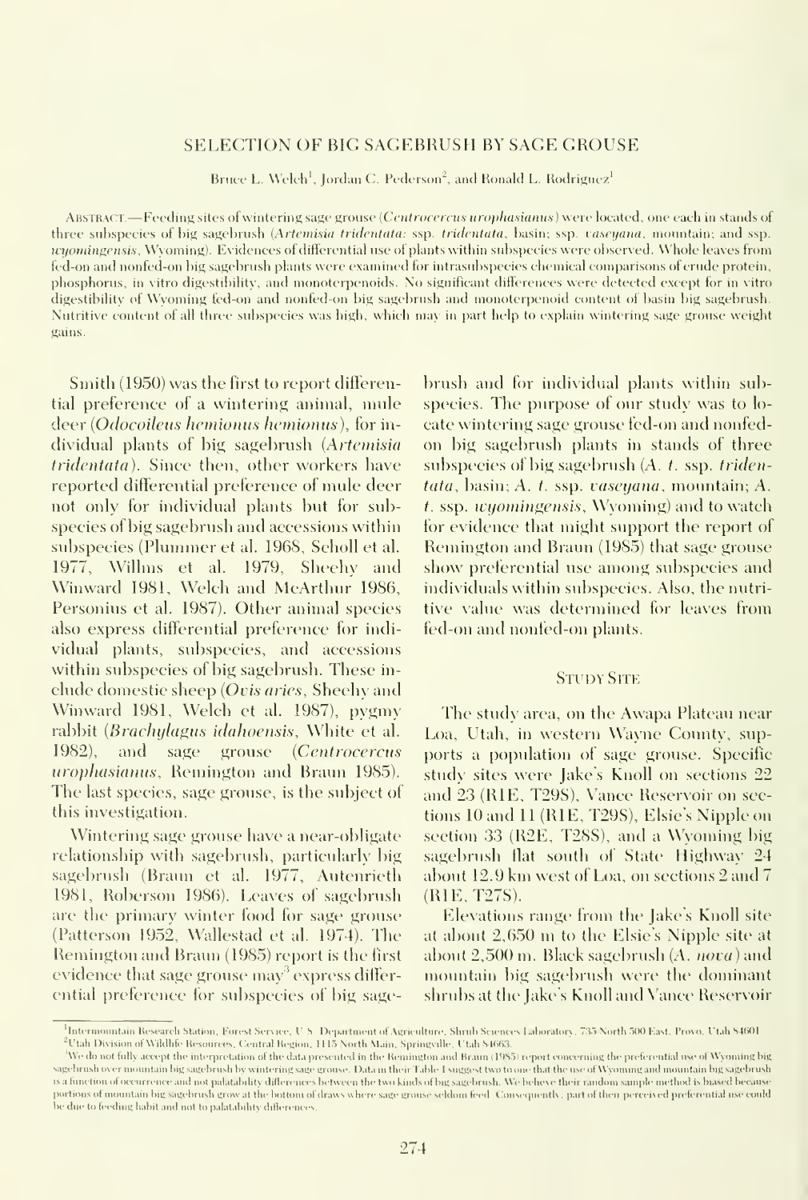# SELECTION OF BIG SAGEBRUSH BY SAGE GROUSE

Bruce L. Welch[1], Jordan C. Pederson[2], and Ronald L. Rodriguez[1]

ABSTRACT.—Feeding sites of wintering sage grouse (*Centrocercus urophasianus*) were located, one each in stands of three subspecies of big sagebrush (*Artemisia tridentata*: ssp. *tridentata*, basin; ssp. *vaseyana*, mountain; and ssp. *wyomingensis*, Wyoming). Evidences of differential use of plants within subspecies were observed. Whole leaves from fed-on and nonfed-on big sagebrush plants were examined for intrasubspecies chemical comparisons of crude protein, phosphorus, in vitro digestibility, and monoterpenoids. No significant differences were detected except for in vitro digestibility of Wyoming fed-on and nonfed-on big sagebrush and monoterpenoid content of basin big sagebrush. Nutritive content of all three subspecies was high, which may in part help to explain wintering sage grouse weight gains.

Smith (1950) was the first to report differential preference of a wintering animal, mule deer (*Odocoileus hemionus hemionus*), for individual plants of big sagebrush (*Artemisia tridentata*). Since then, other workers have reported differential preference of mule deer not only for individual plants but for subspecies of big sagebrush and accessions within subspecies (Plummer et al. 1968, Scholl et al. 1977, Willms et al. 1979, Sheehy and Winward 1981, Welch and McArthur 1986, Personius et al. 1987). Other animal species also express differential preference for individual plants, subspecies, and accessions within subspecies of big sagebrush. These include domestic sheep (*Ovis aries*, Sheehy and Winward 1981, Welch et al. 1987), pygmy rabbit (*Brachylagus idahoensis*, White et al. 1982), and sage grouse (*Centrocercus urophasianus*, Remington and Braun 1985). The last species, sage grouse, is the subject of this investigation.

Wintering sage grouse have a near-obligate relationship with sagebrush, particularly big sagebrush (Braun et al. 1977, Autenrieth 1981, Roberson 1986). Leaves of sagebrush are the primary winter food for sage grouse (Patterson 1952, Wallestad et al. 1974). The Remington and Braun (1985) report is the first evidence that sage grouse may[3] express differential preference for subspecies of big sagebrush and for individual plants within subspecies. The purpose of our study was to locate wintering sage grouse fed-on and nonfed-on big sagebrush plants in stands of three subspecies of big sagebrush (*A. t.* ssp. *tridentata*, basin; *A. t.* ssp. *vaseyana*, mountain; *A. t.* ssp. *wyomingensis*, Wyoming) and to watch for evidence that might support the report of Remington and Braun (1985) that sage grouse show preferential use among subspecies and individuals within subspecies. Also, the nutritive value was determined for leaves from fed-on and nonfed-on plants.

## STUDY SITE

The study area, on the Awapa Plateau near Loa, Utah, in western Wayne County, supports a population of sage grouse. Specific study sites were Jake's Knoll on sections 22 and 23 (R1E, T29S), Vance Reservoir on sections 10 and 11 (R1E, T29S), Elsie's Nipple on section 33 (R2E, T28S), and a Wyoming big sagebrush flat south of State Highway 24 about 12.9 km west of Loa, on sections 2 and 7 (R1E, T27S).

Elevations range from the Jake's Knoll site at about 2,650 m to the Elsie's Nipple site at about 2,500 m. Black sagebrush (*A. nova*) and mountain big sagebrush were the dominant shrubs at the Jake's Knoll and Vance Reservoir

[1]Intermountain Research Station, Forest Service, U.S. Department of Agriculture, Shrub Sciences Laboratory, 735 North 500 East, Provo, Utah 84601.

[2]Utah Division of Wildlife Resources, Central Region, 1115 North Main, Springville, Utah 84663.

[3]We do not fully accept the interpretation of the data presented in the Remington and Braun (1985) report concerning the preferential use of Wyoming big sagebrush over mountain big sagebrush by wintering sage grouse. Data in their Table 1 suggest two to one that the use of Wyoming and mountain big sagebrush is a function of occurrence and not palatability differences between the two kinds of big sagebrush. We believe their random sample method is biased because portions of mountain big sagebrush grow at the bottom of draws where sage grouse seldom feed. Consequently, part of their perceived preferential use could be due to feeding habit and not to palatability differences.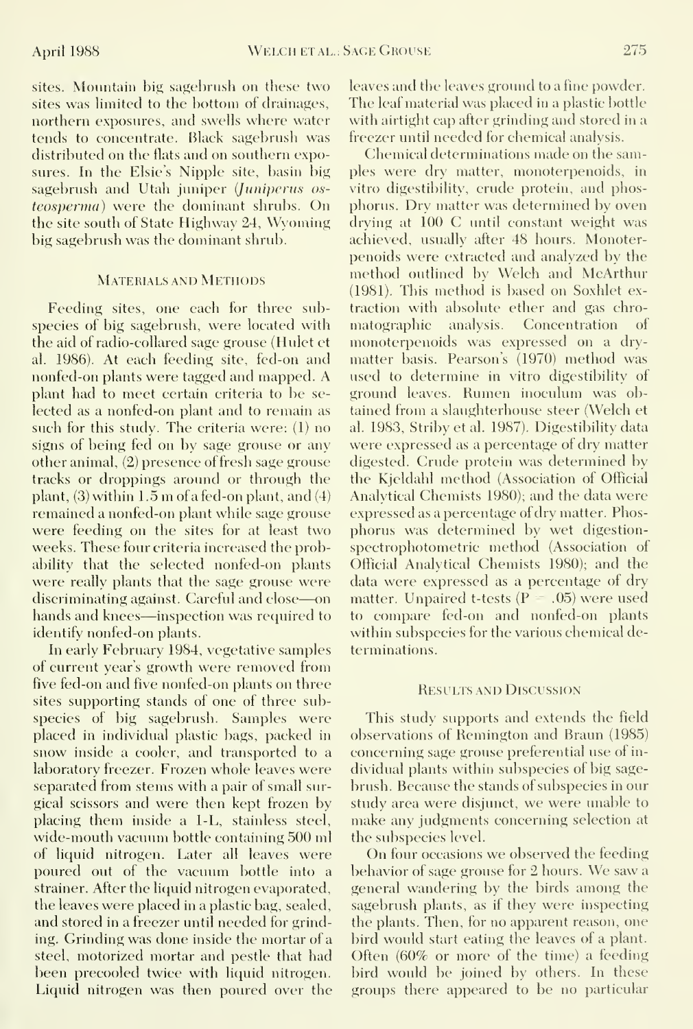sites. Mountain big sagebrush on these two sites was limited to the bottom of drainages, northern exposures, and swells where water tends to concentrate. Black sagebrush was distributed on the flats and on southern exposures. In the Elsie's Nipple site, basin big sagebrush and Utah juniper (*Juniperus osteosperma*) were the dominant shrubs. On the site south of State Highway 24, Wyoming big sagebrush was the dominant shrub.

## Materials and Methods

Feeding sites, one each for three subspecies of big sagebrush, were located with the aid of radio-collared sage grouse (Hulet et al. 1986). At each feeding site, fed-on and nonfed-on plants were tagged and mapped. A plant had to meet certain criteria to be selected as a nonfed-on plant and to remain as such for this study. The criteria were: (1) no signs of being fed on by sage grouse or any other animal, (2) presence of fresh sage grouse tracks or droppings around or through the plant, (3) within 1.5 m of a fed-on plant, and (4) remained a nonfed-on plant while sage grouse were feeding on the sites for at least two weeks. These four criteria increased the probability that the selected nonfed-on plants were really plants that the sage grouse were discriminating against. Careful and close—on hands and knees—inspection was required to identify nonfed-on plants.

In early February 1984, vegetative samples of current year's growth were removed from five fed-on and five nonfed-on plants on three sites supporting stands of one of three subspecies of big sagebrush. Samples were placed in individual plastic bags, packed in snow inside a cooler, and transported to a laboratory freezer. Frozen whole leaves were separated from stems with a pair of small surgical scissors and were then kept frozen by placing them inside a 1-L, stainless steel, wide-mouth vacuum bottle containing 500 ml of liquid nitrogen. Later all leaves were poured out of the vacuum bottle into a strainer. After the liquid nitrogen evaporated, the leaves were placed in a plastic bag, sealed, and stored in a freezer until needed for grinding. Grinding was done inside the mortar of a steel, motorized mortar and pestle that had been precooled twice with liquid nitrogen. Liquid nitrogen was then poured over the leaves and the leaves ground to a fine powder. The leaf material was placed in a plastic bottle with airtight cap after grinding and stored in a freezer until needed for chemical analysis.

Chemical determinations made on the samples were dry matter, monoterpenoids, in vitro digestibility, crude protein, and phosphorus. Dry matter was determined by oven drying at 100 C until constant weight was achieved, usually after 48 hours. Monoterpenoids were extracted and analyzed by the method outlined by Welch and McArthur (1981). This method is based on Soxhlet extraction with absolute ether and gas chromatographic analysis. Concentration of monoterpenoids was expressed on a dry-matter basis. Pearson's (1970) method was used to determine in vitro digestibility of ground leaves. Rumen inoculum was obtained from a slaughterhouse steer (Welch et al. 1983, Striby et al. 1987). Digestibility data were expressed as a percentage of dry matter digested. Crude protein was determined by the Kjeldahl method (Association of Official Analytical Chemists 1980); and the data were expressed as a percentage of dry matter. Phosphorus was determined by wet digestion-spectrophotometric method (Association of Official Analytical Chemists 1980); and the data were expressed as a percentage of dry matter. Unpaired t-tests ($P = .05$) were used to compare fed-on and nonfed-on plants within subspecies for the various chemical determinations.

## Results and Discussion

This study supports and extends the field observations of Remington and Braun (1985) concerning sage grouse preferential use of individual plants within subspecies of big sagebrush. Because the stands of subspecies in our study area were disjunct, we were unable to make any judgments concerning selection at the subspecies level.

On four occasions we observed the feeding behavior of sage grouse for 2 hours. We saw a general wandering by the birds among the sagebrush plants, as if they were inspecting the plants. Then, for no apparent reason, one bird would start eating the leaves of a plant. Often (60% or more of the time) a feeding bird would be joined by others. In these groups there appeared to be no particular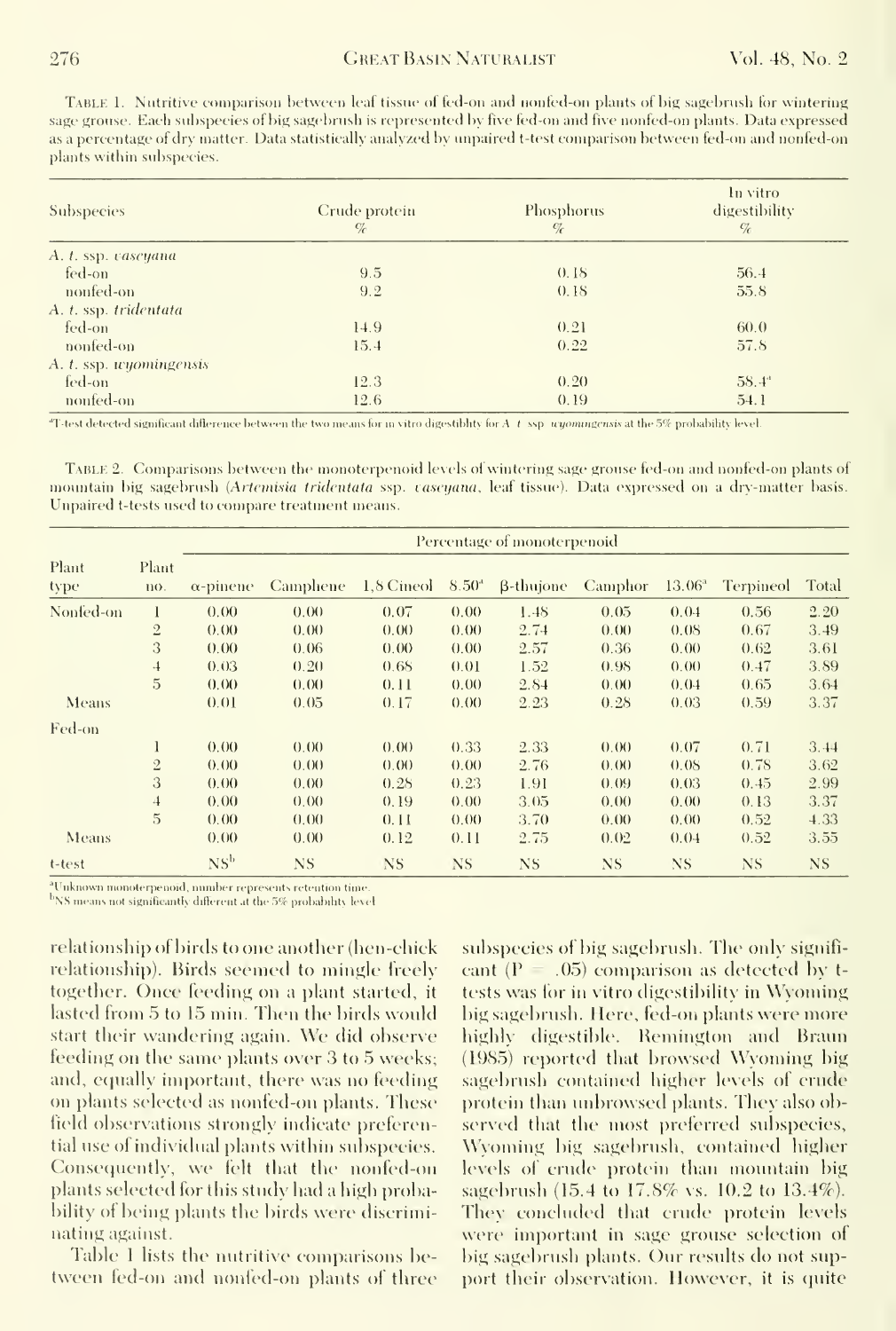Table 1. Nutritive comparison between leaf tissue of fed-on and nonfed-on plants of big sagebrush for wintering sage grouse. Each subspecies of big sagebrush is represented by five fed-on and five nonfed-on plants. Data expressed as a percentage of dry matter. Data statistically analyzed by unpaired t-test comparison between fed-on and nonfed-on plants within subspecies.

| Subspecies | Crude protein % | Phosphorus % | In vitro digestibility % |
|---|---|---|---|
| *A. t.* ssp. *vaseyana* | | | |
| fed-on | 9.5 | 0.18 | 56.4 |
| nonfed-on | 9.2 | 0.18 | 55.8 |
| *A. t.* ssp. *tridentata* | | | |
| fed-on | 14.9 | 0.21 | 60.0 |
| nonfed-on | 15.4 | 0.22 | 57.8 |
| *A. t.* ssp. *wyomingensis* | | | |
| fed-on | 12.3 | 0.20 | 58.4[a] |
| nonfed-on | 12.6 | 0.19 | 54.1 |

[a]T-test detected significant difference between the two means for in vitro digestiblity for *A. t.* ssp. *wyomingensis* at the 5% probability level.

Table 2. Comparisons between the monoterpenoid levels of wintering sage grouse fed-on and nonfed-on plants of mountain big sagebrush (*Artemisia tridentata* ssp. *vaseyana*, leaf tissue). Data expressed on a dry-matter basis. Unpaired t-tests used to compare treatment means.

| Plant type | Plant no. | Percentage of monoterpenoid | | | | | | | | |
|---|---|---|---|---|---|---|---|---|---|---|
| | | α-pinene | Camphene | 1,8 Cineol | 8.50[a] | β-thujone | Camphor | 13.06[a] | Terpineol | Total |
| Nonfed-on | 1 | 0.00 | 0.00 | 0.07 | 0.00 | 1.48 | 0.05 | 0.04 | 0.56 | 2.20 |
| | 2 | 0.00 | 0.00 | 0.00 | 0.00 | 2.74 | 0.00 | 0.08 | 0.67 | 3.49 |
| | 3 | 0.00 | 0.06 | 0.00 | 0.00 | 2.57 | 0.36 | 0.00 | 0.62 | 3.61 |
| | 4 | 0.03 | 0.20 | 0.68 | 0.01 | 1.52 | 0.98 | 0.00 | 0.47 | 3.89 |
| | 5 | 0.00 | 0.00 | 0.11 | 0.00 | 2.84 | 0.00 | 0.04 | 0.65 | 3.64 |
| Means | | 0.01 | 0.05 | 0.17 | 0.00 | 2.23 | 0.28 | 0.03 | 0.59 | 3.37 |
| Fed-on | | | | | | | | | | |
| | 1 | 0.00 | 0.00 | 0.00 | 0.33 | 2.33 | 0.00 | 0.07 | 0.71 | 3.44 |
| | 2 | 0.00 | 0.00 | 0.00 | 0.00 | 2.76 | 0.00 | 0.08 | 0.78 | 3.62 |
| | 3 | 0.00 | 0.00 | 0.28 | 0.23 | 1.91 | 0.09 | 0.03 | 0.45 | 2.99 |
| | 4 | 0.00 | 0.00 | 0.19 | 0.00 | 3.05 | 0.00 | 0.00 | 0.13 | 3.37 |
| | 5 | 0.00 | 0.00 | 0.11 | 0.00 | 3.70 | 0.00 | 0.00 | 0.52 | 4.33 |
| Means | | 0.00 | 0.00 | 0.12 | 0.11 | 2.75 | 0.02 | 0.04 | 0.52 | 3.55 |
| t-test | | NS[b] | NS | NS | NS | NS | NS | NS | NS | NS |

[a]Unknown monoterpenoid, number represents retention time.
[b]NS means not significantly different at the 5% probability level

relationship of birds to one another (hen-chick relationship). Birds seemed to mingle freely together. Once feeding on a plant started, it lasted from 5 to 15 min. Then the birds would start their wandering again. We did observe feeding on the same plants over 3 to 5 weeks; and, equally important, there was no feeding on plants selected as nonfed-on plants. These field observations strongly indicate preferential use of individual plants within subspecies. Consequently, we felt that the nonfed-on plants selected for this study had a high probability of being plants the birds were discriminating against.

Table 1 lists the nutritive comparisons between fed-on and nonfed-on plants of three subspecies of big sagebrush. The only significant ($P = .05$) comparison as detected by t-tests was for in vitro digestibility in Wyoming big sagebrush. Here, fed-on plants were more highly digestible. Remington and Braun (1985) reported that browsed Wyoming big sagebrush contained higher levels of crude protein than unbrowsed plants. They also observed that the most preferred subspecies, Wyoming big sagebrush, contained higher levels of crude protein than mountain big sagebrush (15.4 to 17.8% vs. 10.2 to 13.4%). They concluded that crude protein levels were important in sage grouse selection of big sagebrush plants. Our results do not support their observation. However, it is quite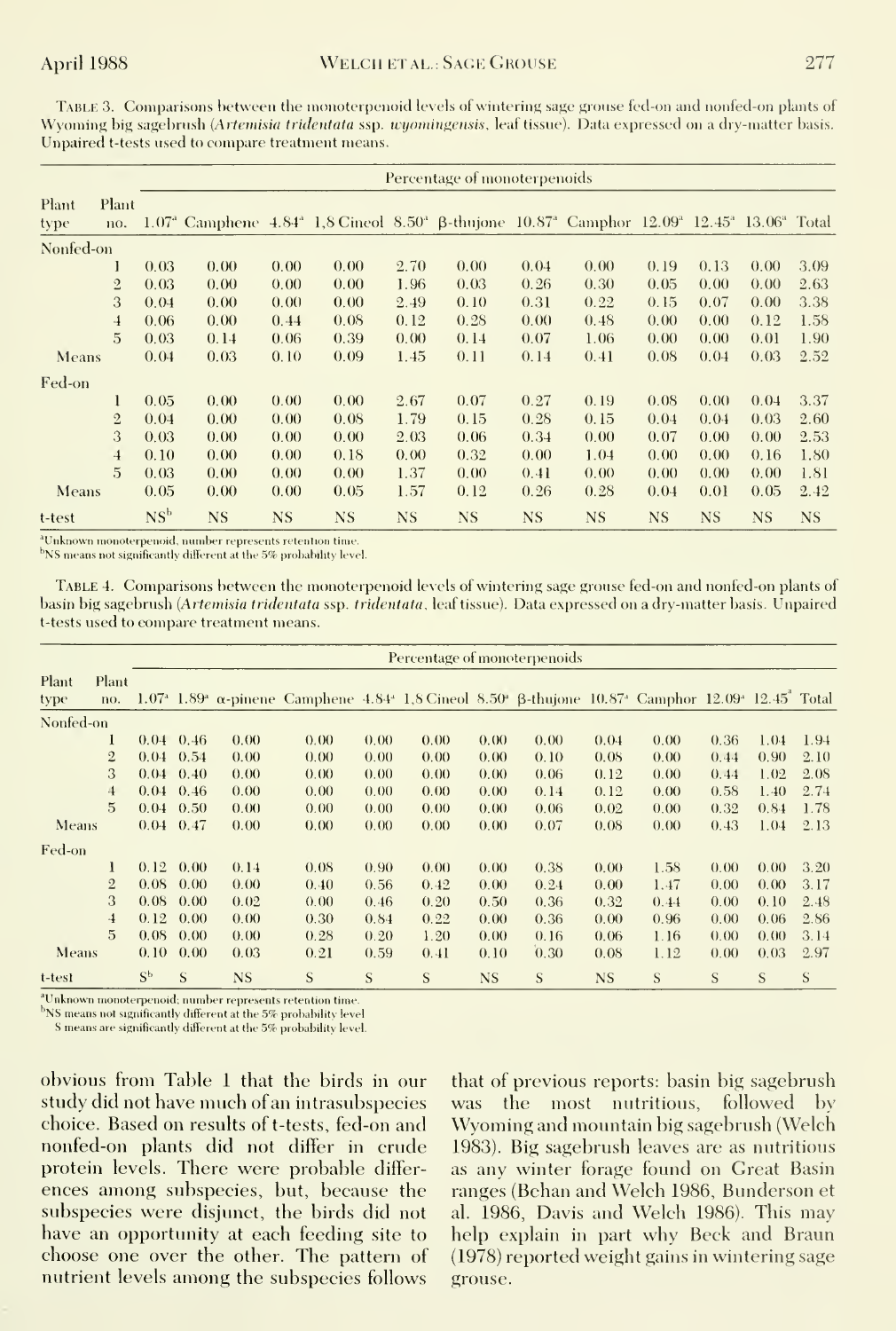Table 3. Comparisons between the monoterpenoid levels of wintering sage grouse fed-on and nonfed-on plants of Wyoming big sagebrush (*Artemisia tridentata* ssp. *wyomingensis*, leaf tissue). Data expressed on a dry-matter basis. Unpaired t-tests used to compare treatment means.

| Plant type | Plant no. | Percentage of monoterpenoids | | | | | | | | | | | |
|---|---|---|---|---|---|---|---|---|---|---|---|---|---|
| | | 1.07[a] | Camphene | 4.84[a] | 1,8 Cineol | 8.50[a] | β-thujone | 10.87[a] | Camphor | 12.09[a] | 12.45[a] | 13.06[a] | Total |
| Nonfed-on | | | | | | | | | | | | | |
| | 1 | 0.03 | 0.00 | 0.00 | 0.00 | 2.70 | 0.00 | 0.04 | 0.00 | 0.19 | 0.13 | 0.00 | 3.09 |
| | 2 | 0.03 | 0.00 | 0.00 | 0.00 | 1.96 | 0.03 | 0.26 | 0.30 | 0.05 | 0.00 | 0.00 | 2.63 |
| | 3 | 0.04 | 0.00 | 0.00 | 0.00 | 2.49 | 0.10 | 0.31 | 0.22 | 0.15 | 0.07 | 0.00 | 3.38 |
| | 4 | 0.06 | 0.00 | 0.44 | 0.08 | 0.12 | 0.28 | 0.00 | 0.48 | 0.00 | 0.00 | 0.12 | 1.58 |
| | 5 | 0.03 | 0.14 | 0.06 | 0.39 | 0.00 | 0.14 | 0.07 | 1.06 | 0.00 | 0.00 | 0.01 | 1.90 |
| Means | | 0.04 | 0.03 | 0.10 | 0.09 | 1.45 | 0.11 | 0.14 | 0.41 | 0.08 | 0.04 | 0.03 | 2.52 |
| Fed-on | | | | | | | | | | | | | |
| | 1 | 0.05 | 0.00 | 0.00 | 0.00 | 2.67 | 0.07 | 0.27 | 0.19 | 0.08 | 0.00 | 0.04 | 3.37 |
| | 2 | 0.04 | 0.00 | 0.00 | 0.08 | 1.79 | 0.15 | 0.28 | 0.15 | 0.04 | 0.04 | 0.03 | 2.60 |
| | 3 | 0.03 | 0.00 | 0.00 | 0.00 | 2.03 | 0.06 | 0.34 | 0.00 | 0.07 | 0.00 | 0.00 | 2.53 |
| | 4 | 0.10 | 0.00 | 0.00 | 0.18 | 0.00 | 0.32 | 0.00 | 1.04 | 0.00 | 0.00 | 0.16 | 1.80 |
| | 5 | 0.03 | 0.00 | 0.00 | 0.00 | 1.37 | 0.00 | 0.41 | 0.00 | 0.00 | 0.00 | 0.00 | 1.81 |
| Means | | 0.05 | 0.00 | 0.00 | 0.05 | 1.57 | 0.12 | 0.26 | 0.28 | 0.04 | 0.01 | 0.05 | 2.42 |
| t-test | | NS[b] | NS | NS | NS | NS | NS | NS | NS | NS | NS | NS | NS |

[a]Unknown monoterpenoid, number represents retention time.
[b]NS means not significantly different at the 5% probability level.

Table 4. Comparisons between the monoterpenoid levels of wintering sage grouse fed-on and nonfed-on plants of basin big sagebrush (*Artemisia tridentata* ssp. *tridentata*, leaf tissue). Data expressed on a dry-matter basis. Unpaired t-tests used to compare treatment means.

| Plant type | Plant no. | Percentage of monoterpenoids | | | | | | | | | | | | |
|---|---|---|---|---|---|---|---|---|---|---|---|---|---|---|
| | | 1.07[a] | 1.89[a] | α-pinene | Camphene | 4.84[a] | 1,8 Cineol | 8.50[a] | β-thujone | 10.87[a] | Camphor | 12.09[a] | 12.45[a] | Total |
| Nonfed-on | | | | | | | | | | | | | | |
| | 1 | 0.04 | 0.46 | 0.00 | 0.00 | 0.00 | 0.00 | 0.00 | 0.00 | 0.04 | 0.00 | 0.36 | 1.04 | 1.94 |
| | 2 | 0.04 | 0.54 | 0.00 | 0.00 | 0.00 | 0.00 | 0.00 | 0.10 | 0.08 | 0.00 | 0.44 | 0.90 | 2.10 |
| | 3 | 0.04 | 0.40 | 0.00 | 0.00 | 0.00 | 0.00 | 0.00 | 0.06 | 0.12 | 0.00 | 0.44 | 1.02 | 2.08 |
| | 4 | 0.04 | 0.46 | 0.00 | 0.00 | 0.00 | 0.00 | 0.00 | 0.14 | 0.12 | 0.00 | 0.58 | 1.40 | 2.74 |
| | 5 | 0.04 | 0.50 | 0.00 | 0.00 | 0.00 | 0.00 | 0.00 | 0.06 | 0.02 | 0.00 | 0.32 | 0.84 | 1.78 |
| Means | | 0.04 | 0.47 | 0.00 | 0.00 | 0.00 | 0.00 | 0.00 | 0.07 | 0.08 | 0.00 | 0.43 | 1.04 | 2.13 |
| Fed-on | | | | | | | | | | | | | | |
| | 1 | 0.12 | 0.00 | 0.14 | 0.08 | 0.90 | 0.00 | 0.00 | 0.38 | 0.00 | 1.58 | 0.00 | 0.00 | 3.20 |
| | 2 | 0.08 | 0.00 | 0.00 | 0.40 | 0.56 | 0.42 | 0.00 | 0.24 | 0.00 | 1.47 | 0.00 | 0.00 | 3.17 |
| | 3 | 0.08 | 0.00 | 0.02 | 0.00 | 0.46 | 0.20 | 0.50 | 0.36 | 0.32 | 0.44 | 0.00 | 0.10 | 2.48 |
| | 4 | 0.12 | 0.00 | 0.00 | 0.30 | 0.84 | 0.22 | 0.00 | 0.36 | 0.00 | 0.96 | 0.00 | 0.06 | 2.86 |
| | 5 | 0.08 | 0.00 | 0.00 | 0.28 | 0.20 | 1.20 | 0.00 | 0.16 | 0.06 | 1.16 | 0.00 | 0.00 | 3.14 |
| Means | | 0.10 | 0.00 | 0.03 | 0.21 | 0.59 | 0.41 | 0.10 | 0.30 | 0.08 | 1.12 | 0.00 | 0.03 | 2.97 |
| t-test | | S[b] | S | NS | S | S | S | NS | S | NS | S | S | S | S |

[a]Unknown monoterpenoid; number represents retention time.
[b]NS means not significantly different at the 5% probability level
S means are significantly different at the 5% probability level.

obvious from Table 1 that the birds in our study did not have much of an intrasubspecies choice. Based on results of t-tests, fed-on and nonfed-on plants did not differ in crude protein levels. There were probable differences among subspecies, but, because the subspecies were disjunct, the birds did not have an opportunity at each feeding site to choose one over the other. The pattern of nutrient levels among the subspecies follows that of previous reports: basin big sagebrush was the most nutritious, followed by Wyoming and mountain big sagebrush (Welch 1983). Big sagebrush leaves are as nutritious as any winter forage found on Great Basin ranges (Behan and Welch 1986, Bunderson et al. 1986, Davis and Welch 1986). This may help explain in part why Beck and Braun (1978) reported weight gains in wintering sage grouse.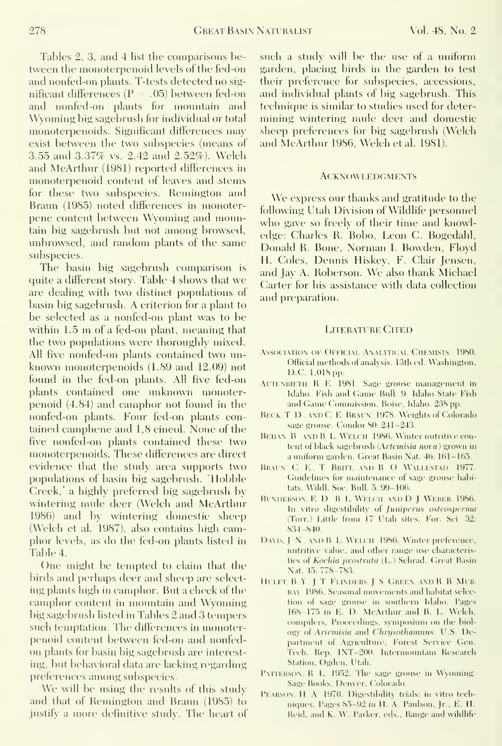Tables 2, 3, and 4 list the comparisons between the monoterpenoid levels of the fed-on and nonfed-on plants. T-tests detected no significant differences ($P = .05$) between fed-on and nonfed-on plants for mountain and Wyoming big sagebrush for individual or total monoterpenoids. Significant differences may exist between the two subspecies (means of 3.55 and 3.37% vs. 2.42 and 2.52%). Welch and McArthur (1981) reported differences in monoterpenoid content of leaves and stems for these two subspecies. Remington and Braun (1985) noted differences in monoterpene content between Wyoming and mountain big sagebrush but not among browsed, unbrowsed, and random plants of the same subspecies.

The basin big sagebrush comparison is quite a different story. Table 4 shows that we are dealing with two distinct populations of basin big sagebrush. A criterion for a plant to be selected as a nonfed-on plant was to be within 1.5 m of a fed-on plant, meaning that the two populations were thoroughly mixed. All five nonfed-on plants contained two unknown monoterpenoids (1.89 and 12.09) not found in the fed-on plants. All five fed-on plants contained one unknown monoterpenoid (4.84) and camphor not found in the nonfed-on plants. Four fed-on plants contained camphene and 1,8 cineol. None of the five nonfed-on plants contained these two monoterpenoids. These differences are direct evidence that the study area supports two populations of basin big sagebrush. 'Hobble Creek,' a highly preferred big sagebrush by wintering mule deer (Welch and McArthur 1986) and by wintering domestic sheep (Welch et al. 1987), also contains high camphor levels, as do the fed-on plants listed in Table 4.

One might be tempted to claim that the birds and perhaps deer and sheep are selecting plants high in camphor. But a check of the camphor content in mountain and Wyoming big sagebrush listed in Tables 2 and 3 tempers such temptation. The differences in monoterpenoid content between fed-on and nonfed-on plants for basin big sagebrush are interesting, but behavioral data are lacking regarding preferences among subspecies.

We will be using the results of this study and that of Remington and Braun (1985) to justify a more definitive study. The heart of such a study will be the use of a uniform garden, placing birds in the garden to test their preference for subspecies, accessions, and individual plants of big sagebrush. This technique is similar to studies used for determining wintering mule deer and domestic sheep preferences for big sagebrush (Welch and McArthur 1986, Welch et al. 1981).

## Acknowledgments

We express our thanks and gratitude to the following Utah Division of Wildlife personnel who gave so freely of their time and knowledge: Charles R. Bobo, Leon C. Bogedahl, Donald R. Bone, Norman I. Bowden, Floyd H. Coles, Dennis Hiskey, F. Clair Jensen, and Jay A. Roberson. We also thank Michael Carter for his assistance with data collection and preparation.

## Literature Cited

Association of Official Analytical Chemists. 1980. Official methods of analysis. 13th ed. Washington, D.C. 1,018 pp.

Autenrieth, R. E. 1981. Sage grouse management in Idaho. Fish and Game Bull. 9. Idaho State Fish and Game Commission, Boise, Idaho. 238 pp.

Beck, T. D., and C. E. Braun. 1978. Weights of Colorado sage grouse. Condor 80: 241–243.

Behan, B., and B. L. Welch. 1986. Winter nutritive content of black sagebrush (*Artemisia nova*) grown in a uniform garden. Great Basin Nat. 46: 161–165.

Braun, C. E., T. Britt, and R. O. Wallestad. 1977. Guidelines for maintenance of sage grouse habitats. Wildl. Soc. Bull. 5: 99–106.

Bunderson, E. D., B. L. Welch, and D. J. Weber. 1986. In vitro digestibility of *Juniperus osteosperma* (Torr.) Little from 17 Utah sites. For. Sci. 32: 834–840.

Davis, J. N., and B. L. Welch. 1986. Winter preference, nutritive value, and other range use characteristics of *Kochia prostrata* (L.) Schrad. Great Basin Nat. 45: 778–783.

Hulet, B. V., J. T. Flinders, J. S. Green, and R. B. Murray. 1986. Seasonal movements and habitat selection of sage grouse in southern Idaho. Pages 168–175 *in* E. D. McArthur and B. L. Welch, compilers, Proceedings, symposium on the biology of *Artemisia* and *Chrysothamnus*. U.S. Department of Agriculture, Forest Service Gen. Tech. Rep. INT-200. Intermountain Research Station, Ogden, Utah.

Patterson, R. L. 1952. The sage grouse in Wyoming. Sage Books, Denver, Colorado.

Pearson, H. A. 1970. Digestibility trials: in vitro techniques. Pages 85–92 *in* H. A. Paulson, Jr., E. H. Reid, and K. W. Parker, eds., Range and wildlife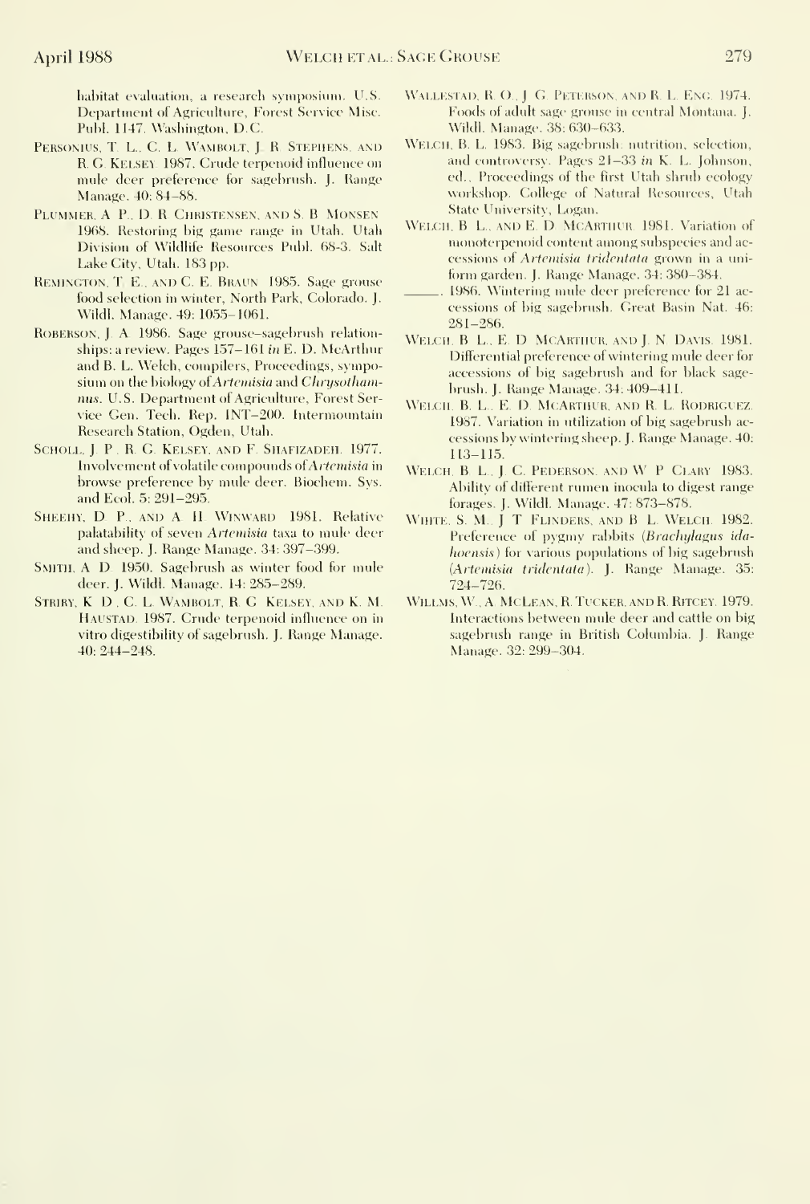habitat evaluation, a research symposium. U.S. Department of Agriculture, Forest Service Misc. Publ. 1147. Washington, D.C.

Personius, T. L., C. L. Wambolt, J. R. Stephens, and R. G. Kelsey. 1987. Crude terpenoid influence on mule deer preference for sagebrush. J. Range Manage. 40: 84–88.

Plummer, A. P., D. R. Christensen, and S. B. Monsen. 1968. Restoring big game range in Utah. Utah Division of Wildlife Resources Publ. 68-3. Salt Lake City, Utah. 183 pp.

Remington, T. E., and C. E. Braun. 1985. Sage grouse food selection in winter, North Park, Colorado. J. Wildl. Manage. 49: 1055–1061.

Roberson, J. A. 1986. Sage grouse–sagebrush relationships: a review. Pages 157–161 *in* E. D. McArthur and B. L. Welch, compilers, Proceedings, symposium on the biology of *Artemisia* and *Chrysothamnus*. U.S. Department of Agriculture, Forest Service Gen. Tech. Rep. INT-200. Intermountain Research Station, Ogden, Utah.

Scholl, J. P., R. G. Kelsey, and F. Shafizadeh. 1977. Involvement of volatile compounds of *Artemisia* in browse preference by mule deer. Biochem. Sys. and Ecol. 5: 291–295.

Sheehy, D. P., and A. H. Winward. 1981. Relative palatability of seven *Artemisia* taxa to mule deer and sheep. J. Range Manage. 34: 397–399.

Smith, A. D. 1950. Sagebrush as winter food for mule deer. J. Wildl. Manage. 14: 285–289.

Striby, K. D., C. L. Wambolt, R. G. Kelsey, and K. M. Haustad. 1987. Crude terpenoid influence on in vitro digestibility of sagebrush. J. Range Manage. 40: 244–248.

Wallestad, R. O., J. G. Peterson, and R. L. Eng. 1974. Foods of adult sage grouse in central Montana. J. Wildl. Manage. 38: 630–633.

Welch, B. L. 1983. Big sagebrush: nutrition, selection, and controversy. Pages 21–33 *in* K. L. Johnson, ed., Proceedings of the first Utah shrub ecology workshop. College of Natural Resources, Utah State University, Logan.

Welch, B. L., and E. D. McArthur. 1981. Variation of monoterpenoid content among subspecies and accessions of *Artemisia tridentata* grown in a uniform garden. J. Range Manage. 34: 380–384.

———. 1986. Wintering mule deer preference for 21 accessions of big sagebrush. Great Basin Nat. 46: 281–286.

Welch, B. L., E. D. McArthur, and J. N. Davis. 1981. Differential preference of wintering mule deer for accessions of big sagebrush and for black sagebrush. J. Range Manage. 34: 409–411.

Welch, B. L., E. D. McArthur, and R. L. Rodriguez. 1987. Variation in utilization of big sagebrush accessions by wintering sheep. J. Range Manage. 40: 113–115.

Welch, B. L., J. C. Pederson, and W. P. Clary. 1983. Ability of different rumen inocula to digest range forages. J. Wildl. Manage. 47: 873–878.

White, S. M., J. T. Flinders, and B. L. Welch. 1982. Preference of pygmy rabbits (*Brachylagus idahoensis*) for various populations of big sagebrush (*Artemisia tridentata*). J. Range Manage. 35: 724–726.

Willms, W., A. McLean, R. Tucker, and R. Ritcey. 1979. Interactions between mule deer and cattle on big sagebrush range in British Columbia. J. Range Manage. 32: 299–304.